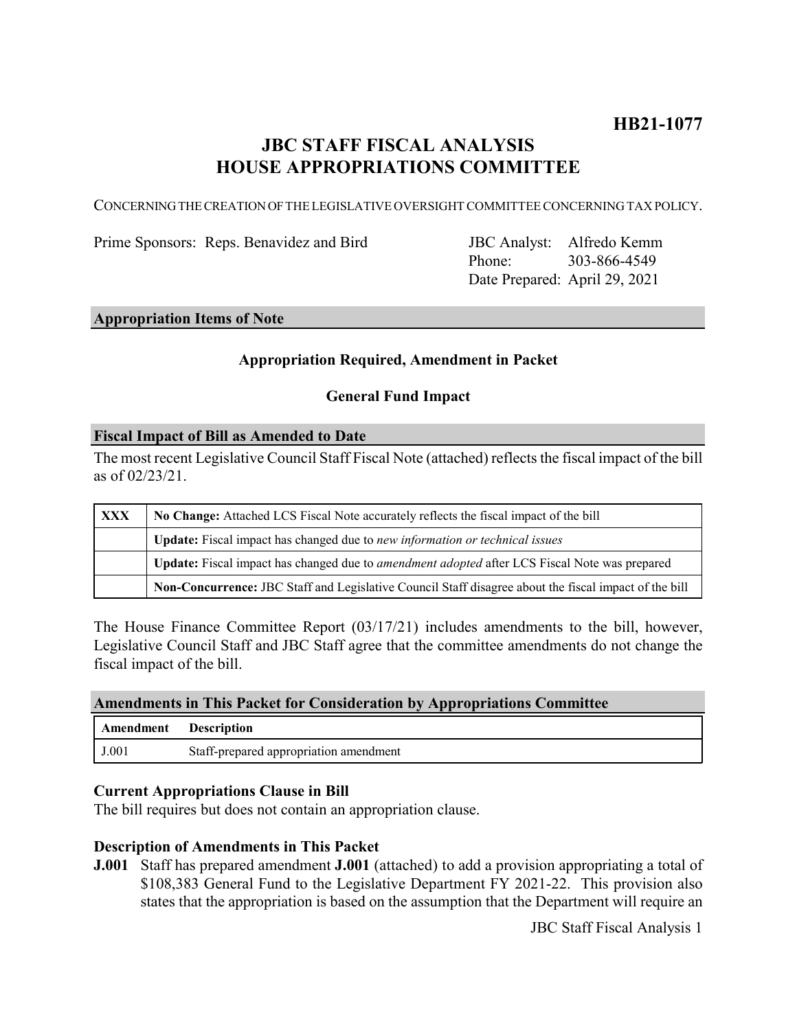# HB21-1077

## JBC STAFF FISCAL ANALYSIS HOUSE APPROPRIATIONS COMMITTEE

CONCERNING THE CREATION OF THE LEGISLATIVE OVERSIGHT COMMITTEE CONCERNING TAX POLICY.

Prime Sponsors: Reps. Benavidez and Bird

JBC Analyst: Alfredo Kemm
Phone: 303-866-4549
Date Prepared: April 29, 2021

### Appropriation Items of Note

**Appropriation Required, Amendment in Packet**

**General Fund Impact**

### Fiscal Impact of Bill as Amended to Date

The most recent Legislative Council Staff Fiscal Note (attached) reflects the fiscal impact of the bill as of 02/23/21.

| | |
|---|---|
| **XXX** | **No Change:** Attached LCS Fiscal Note accurately reflects the fiscal impact of the bill |
| | **Update:** Fiscal impact has changed due to *new information or technical issues* |
| | **Update:** Fiscal impact has changed due to *amendment adopted* after LCS Fiscal Note was prepared |
| | **Non-Concurrence:** JBC Staff and Legislative Council Staff disagree about the fiscal impact of the bill |

The House Finance Committee Report (03/17/21) includes amendments to the bill, however, Legislative Council Staff and JBC Staff agree that the committee amendments do not change the fiscal impact of the bill.

### Amendments in This Packet for Consideration by Appropriations Committee

| Amendment | Description |
|---|---|
| J.001 | Staff-prepared appropriation amendment |

**Current Appropriations Clause in Bill**

The bill requires but does not contain an appropriation clause.

**Description of Amendments in This Packet**

**J.001** Staff has prepared amendment **J.001** (attached) to add a provision appropriating a total of $108,383 General Fund to the Legislative Department FY 2021-22. This provision also states that the appropriation is based on the assumption that the Department will require an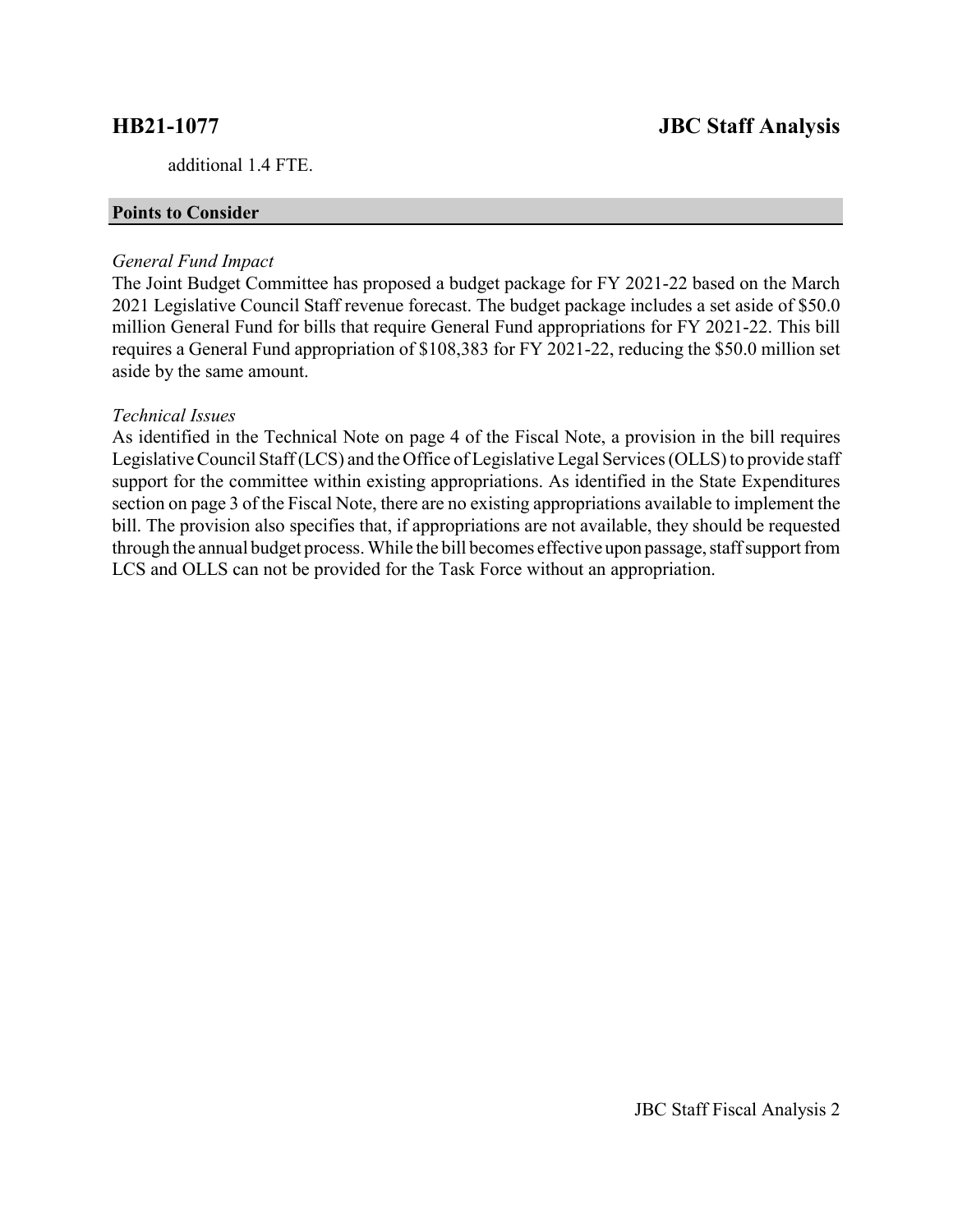additional 1.4 FTE.

## Points to Consider

*General Fund Impact*

The Joint Budget Committee has proposed a budget package for FY 2021-22 based on the March 2021 Legislative Council Staff revenue forecast. The budget package includes a set aside of $50.0 million General Fund for bills that require General Fund appropriations for FY 2021-22. This bill requires a General Fund appropriation of $108,383 for FY 2021-22, reducing the $50.0 million set aside by the same amount.

*Technical Issues*

As identified in the Technical Note on page 4 of the Fiscal Note, a provision in the bill requires Legislative Council Staff (LCS) and the Office of Legislative Legal Services (OLLS) to provide staff support for the committee within existing appropriations. As identified in the State Expenditures section on page 3 of the Fiscal Note, there are no existing appropriations available to implement the bill. The provision also specifies that, if appropriations are not available, they should be requested through the annual budget process. While the bill becomes effective upon passage, staff support from LCS and OLLS can not be provided for the Task Force without an appropriation.